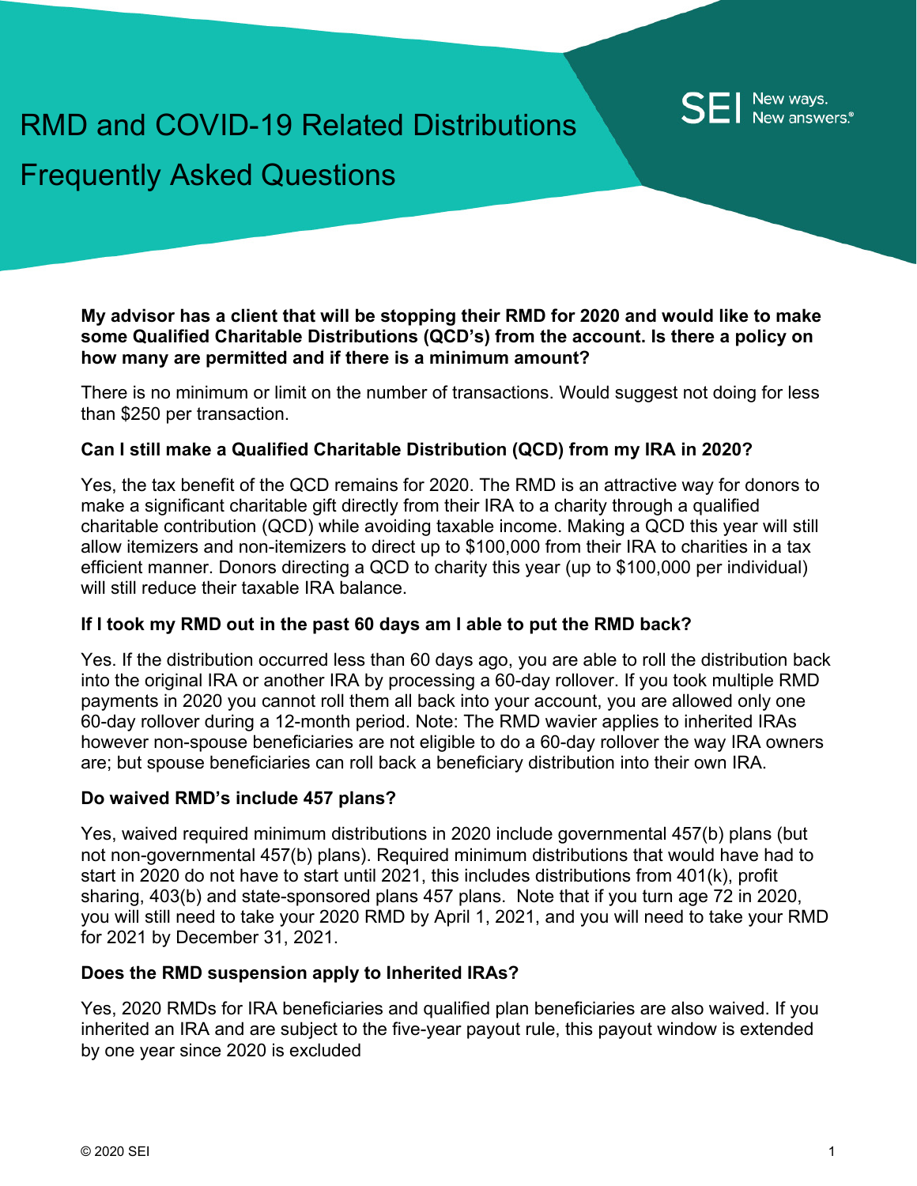# RMD and COVID-19 Related Distributions

# Frequently Asked Questions

**My advisor has a client that will be stopping their RMD for 2020 and would like to make some Qualified Charitable Distributions (QCD's) from the account. Is there a policy on how many are permitted and if there is a minimum amount?**

There is no minimum or limit on the number of transactions. Would suggest not doing for less than $250 per transaction.

**Can I still make a Qualified Charitable Distribution (QCD) from my IRA in 2020?**

Yes, the tax benefit of the QCD remains for 2020. The RMD is an attractive way for donors to make a significant charitable gift directly from their IRA to a charity through a qualified charitable contribution (QCD) while avoiding taxable income. Making a QCD this year will still allow itemizers and non-itemizers to direct up to $100,000 from their IRA to charities in a tax efficient manner. Donors directing a QCD to charity this year (up to $100,000 per individual) will still reduce their taxable IRA balance.

**If I took my RMD out in the past 60 days am I able to put the RMD back?**

Yes. If the distribution occurred less than 60 days ago, you are able to roll the distribution back into the original IRA or another IRA by processing a 60-day rollover. If you took multiple RMD payments in 2020 you cannot roll them all back into your account, you are allowed only one 60-day rollover during a 12-month period. Note: The RMD wavier applies to inherited IRAs however non-spouse beneficiaries are not eligible to do a 60-day rollover the way IRA owners are; but spouse beneficiaries can roll back a beneficiary distribution into their own IRA.

**Do waived RMD's include 457 plans?**

Yes, waived required minimum distributions in 2020 include governmental 457(b) plans (but not non-governmental 457(b) plans). Required minimum distributions that would have had to start in 2020 do not have to start until 2021, this includes distributions from 401(k), profit sharing, 403(b) and state-sponsored plans 457 plans. Note that if you turn age 72 in 2020, you will still need to take your 2020 RMD by April 1, 2021, and you will need to take your RMD for 2021 by December 31, 2021.

**Does the RMD suspension apply to Inherited IRAs?**

Yes, 2020 RMDs for IRA beneficiaries and qualified plan beneficiaries are also waived. If you inherited an IRA and are subject to the five-year payout rule, this payout window is extended by one year since 2020 is excluded

© 2020 SEI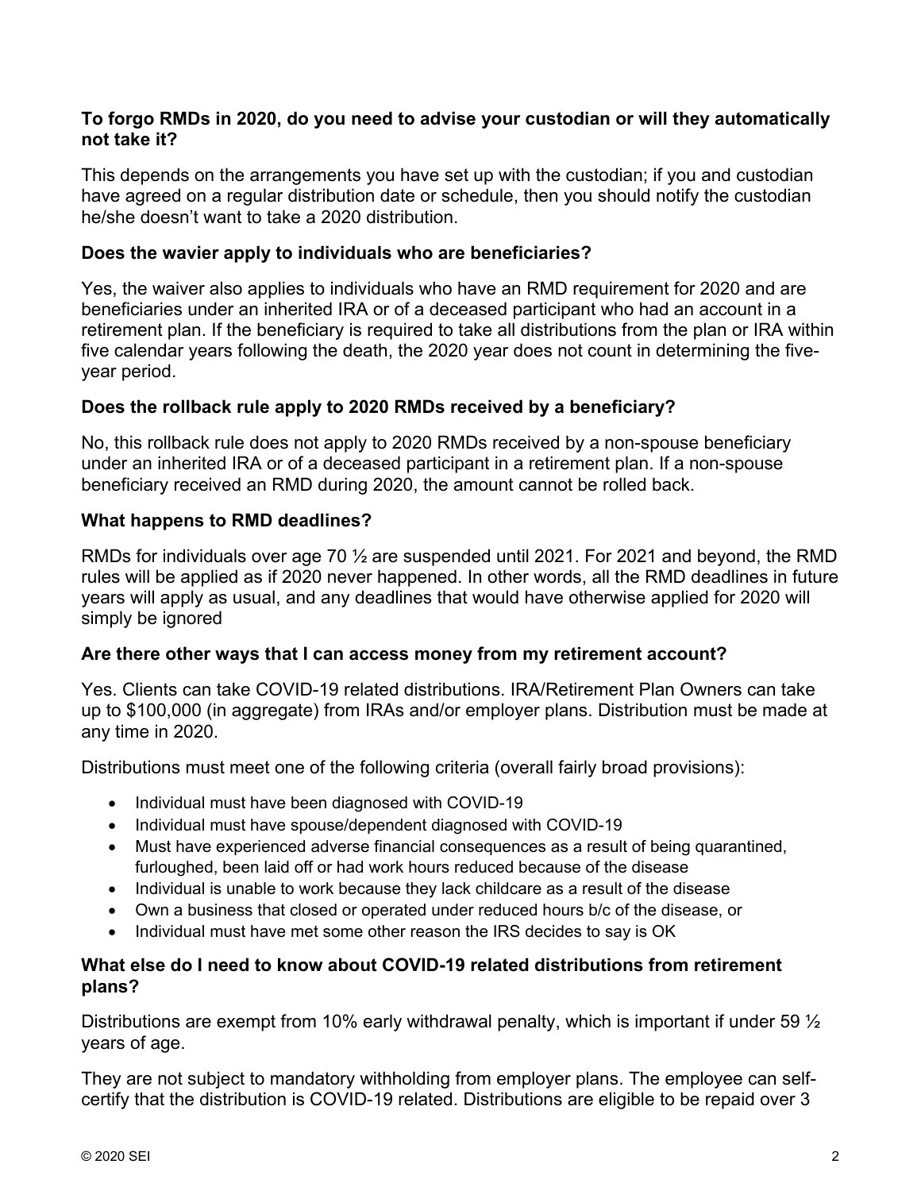**To forgo RMDs in 2020, do you need to advise your custodian or will they automatically not take it?**

This depends on the arrangements you have set up with the custodian; if you and custodian have agreed on a regular distribution date or schedule, then you should notify the custodian he/she doesn't want to take a 2020 distribution.

**Does the wavier apply to individuals who are beneficiaries?**

Yes, the waiver also applies to individuals who have an RMD requirement for 2020 and are beneficiaries under an inherited IRA or of a deceased participant who had an account in a retirement plan. If the beneficiary is required to take all distributions from the plan or IRA within five calendar years following the death, the 2020 year does not count in determining the five-year period.

**Does the rollback rule apply to 2020 RMDs received by a beneficiary?**

No, this rollback rule does not apply to 2020 RMDs received by a non-spouse beneficiary under an inherited IRA or of a deceased participant in a retirement plan. If a non-spouse beneficiary received an RMD during 2020, the amount cannot be rolled back.

**What happens to RMD deadlines?**

RMDs for individuals over age 70 ½ are suspended until 2021. For 2021 and beyond, the RMD rules will be applied as if 2020 never happened. In other words, all the RMD deadlines in future years will apply as usual, and any deadlines that would have otherwise applied for 2020 will simply be ignored

**Are there other ways that I can access money from my retirement account?**

Yes. Clients can take COVID-19 related distributions. IRA/Retirement Plan Owners can take up to $100,000 (in aggregate) from IRAs and/or employer plans. Distribution must be made at any time in 2020.

Distributions must meet one of the following criteria (overall fairly broad provisions):

- Individual must have been diagnosed with COVID-19
- Individual must have spouse/dependent diagnosed with COVID-19
- Must have experienced adverse financial consequences as a result of being quarantined, furloughed, been laid off or had work hours reduced because of the disease
- Individual is unable to work because they lack childcare as a result of the disease
- Own a business that closed or operated under reduced hours b/c of the disease, or
- Individual must have met some other reason the IRS decides to say is OK

**What else do I need to know about COVID-19 related distributions from retirement plans?**

Distributions are exempt from 10% early withdrawal penalty, which is important if under 59 ½ years of age.

They are not subject to mandatory withholding from employer plans. The employee can self-certify that the distribution is COVID-19 related. Distributions are eligible to be repaid over 3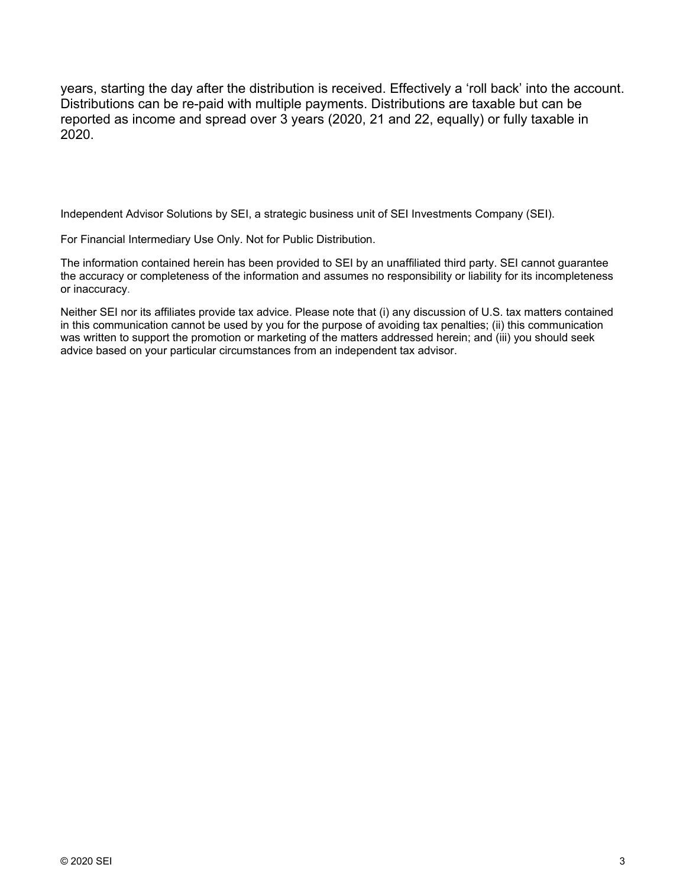years, starting the day after the distribution is received. Effectively a 'roll back' into the account. Distributions can be re-paid with multiple payments. Distributions are taxable but can be reported as income and spread over 3 years (2020, 21 and 22, equally) or fully taxable in 2020.

Independent Advisor Solutions by SEI, a strategic business unit of SEI Investments Company (SEI).

For Financial Intermediary Use Only. Not for Public Distribution.

The information contained herein has been provided to SEI by an unaffiliated third party. SEI cannot guarantee the accuracy or completeness of the information and assumes no responsibility or liability for its incompleteness or inaccuracy.

Neither SEI nor its affiliates provide tax advice. Please note that (i) any discussion of U.S. tax matters contained in this communication cannot be used by you for the purpose of avoiding tax penalties; (ii) this communication was written to support the promotion or marketing of the matters addressed herein; and (iii) you should seek advice based on your particular circumstances from an independent tax advisor.

© 2020 SEI